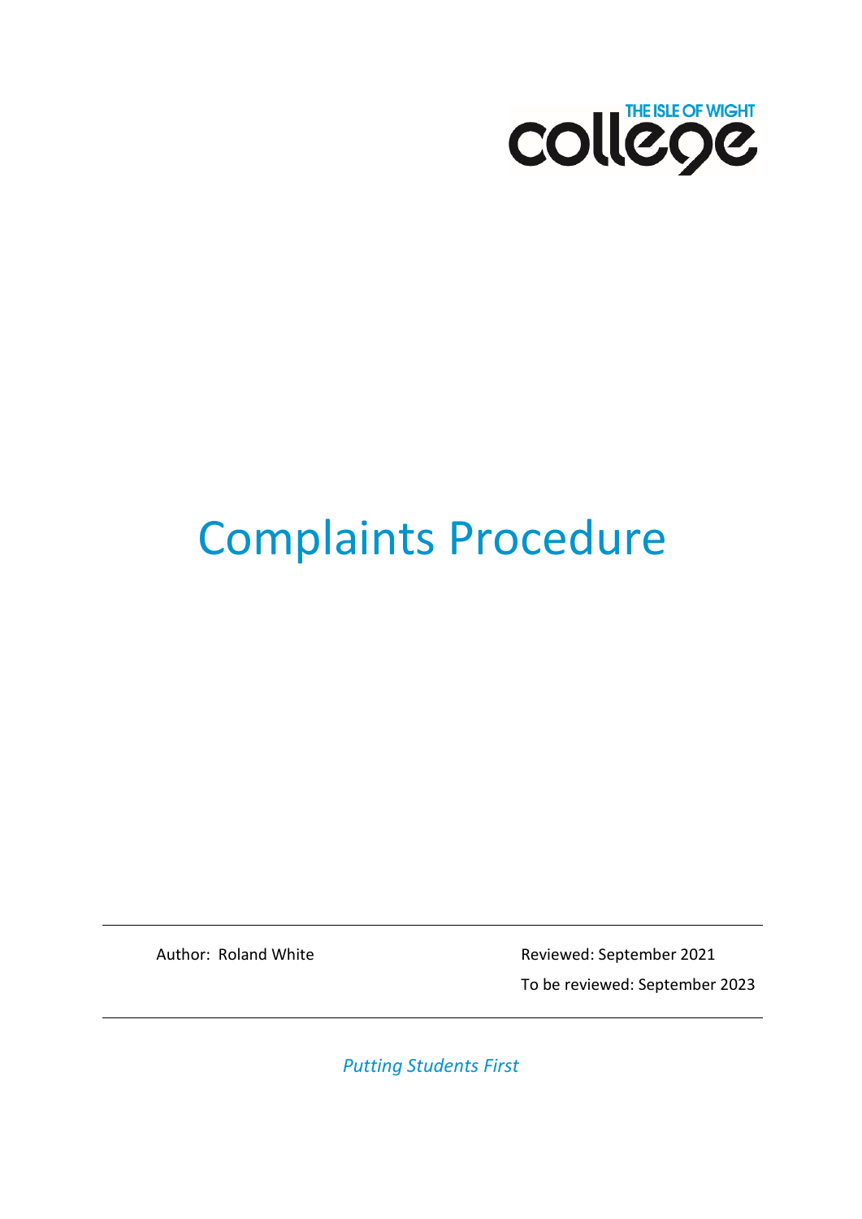THE ISLE OF WIGHT college

# Complaints Procedure

Author: Roland White

Reviewed: September 2021

To be reviewed: September 2023

*Putting Students First*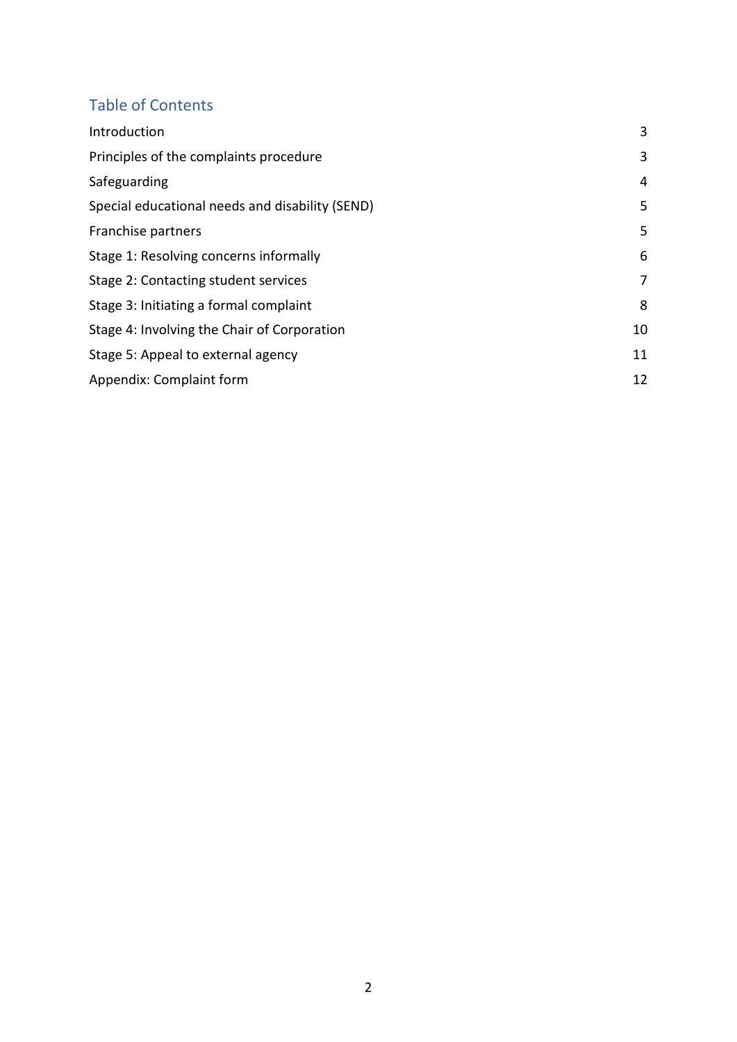## Table of Contents

| | |
|---|---|
| Introduction | 3 |
| Principles of the complaints procedure | 3 |
| Safeguarding | 4 |
| Special educational needs and disability (SEND) | 5 |
| Franchise partners | 5 |
| Stage 1: Resolving concerns informally | 6 |
| Stage 2: Contacting student services | 7 |
| Stage 3: Initiating a formal complaint | 8 |
| Stage 4: Involving the Chair of Corporation | 10 |
| Stage 5: Appeal to external agency | 11 |
| Appendix: Complaint form | 12 |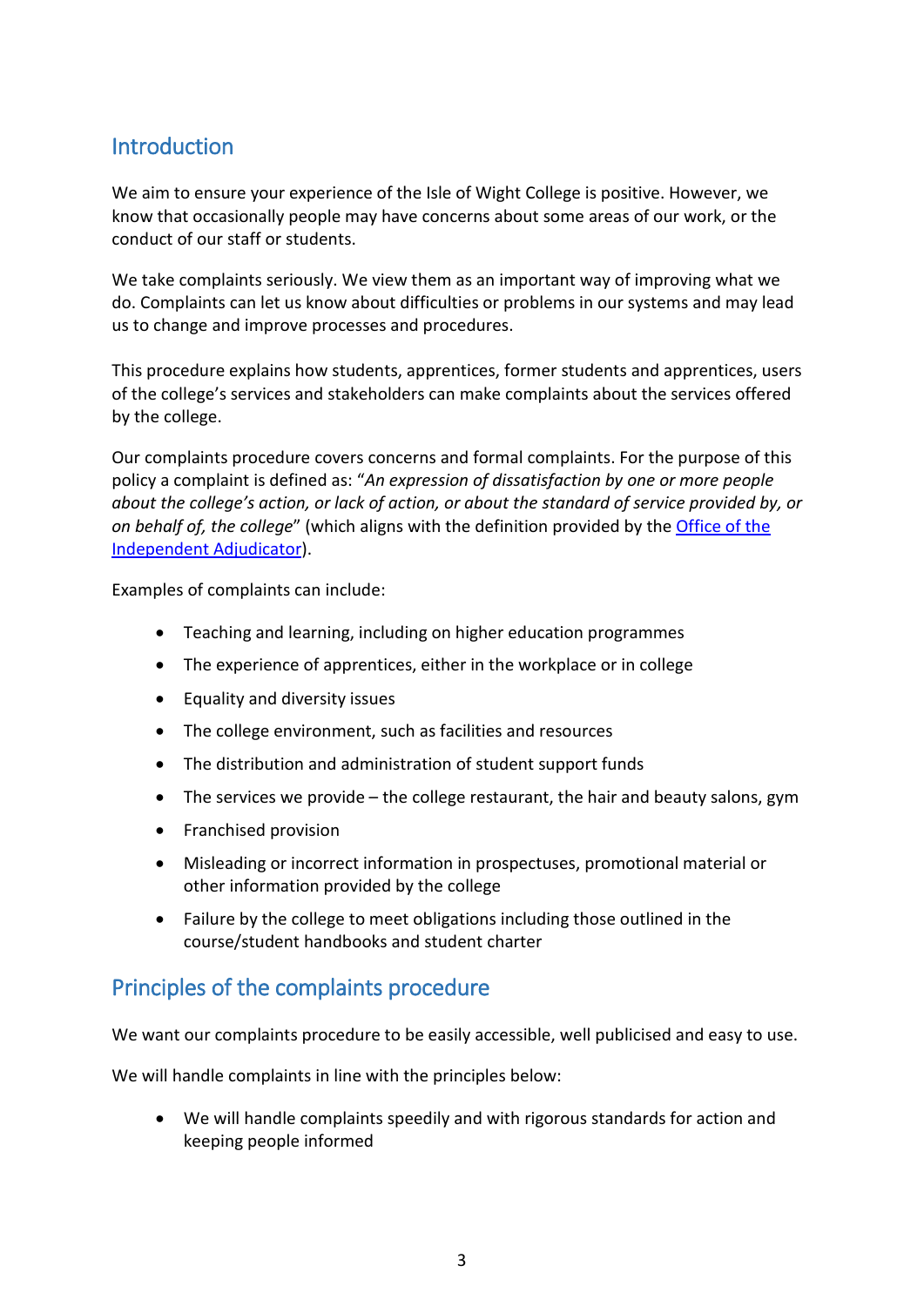## Introduction

We aim to ensure your experience of the Isle of Wight College is positive. However, we know that occasionally people may have concerns about some areas of our work, or the conduct of our staff or students.

We take complaints seriously. We view them as an important way of improving what we do. Complaints can let us know about difficulties or problems in our systems and may lead us to change and improve processes and procedures.

This procedure explains how students, apprentices, former students and apprentices, users of the college's services and stakeholders can make complaints about the services offered by the college.

Our complaints procedure covers concerns and formal complaints. For the purpose of this policy a complaint is defined as: "*An expression of dissatisfaction by one or more people about the college's action, or lack of action, or about the standard of service provided by, or on behalf of, the college*" (which aligns with the definition provided by the [Office of the Independent Adjudicator]).

Examples of complaints can include:

- Teaching and learning, including on higher education programmes
- The experience of apprentices, either in the workplace or in college
- Equality and diversity issues
- The college environment, such as facilities and resources
- The distribution and administration of student support funds
- The services we provide – the college restaurant, the hair and beauty salons, gym
- Franchised provision
- Misleading or incorrect information in prospectuses, promotional material or other information provided by the college
- Failure by the college to meet obligations including those outlined in the course/student handbooks and student charter

## Principles of the complaints procedure

We want our complaints procedure to be easily accessible, well publicised and easy to use.

We will handle complaints in line with the principles below:

- We will handle complaints speedily and with rigorous standards for action and keeping people informed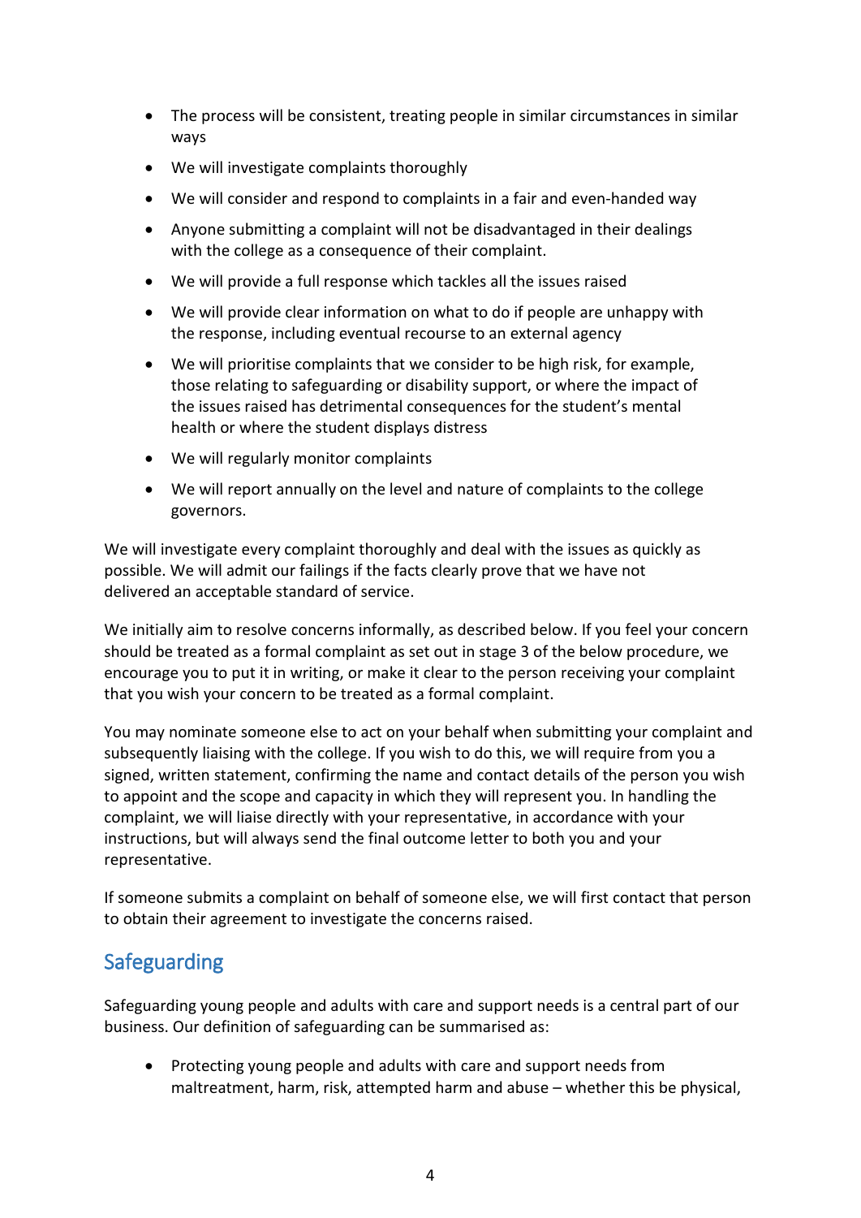- The process will be consistent, treating people in similar circumstances in similar ways
- We will investigate complaints thoroughly
- We will consider and respond to complaints in a fair and even-handed way
- Anyone submitting a complaint will not be disadvantaged in their dealings with the college as a consequence of their complaint.
- We will provide a full response which tackles all the issues raised
- We will provide clear information on what to do if people are unhappy with the response, including eventual recourse to an external agency
- We will prioritise complaints that we consider to be high risk, for example, those relating to safeguarding or disability support, or where the impact of the issues raised has detrimental consequences for the student's mental health or where the student displays distress
- We will regularly monitor complaints
- We will report annually on the level and nature of complaints to the college governors.

We will investigate every complaint thoroughly and deal with the issues as quickly as possible. We will admit our failings if the facts clearly prove that we have not delivered an acceptable standard of service.

We initially aim to resolve concerns informally, as described below. If you feel your concern should be treated as a formal complaint as set out in stage 3 of the below procedure, we encourage you to put it in writing, or make it clear to the person receiving your complaint that you wish your concern to be treated as a formal complaint.

You may nominate someone else to act on your behalf when submitting your complaint and subsequently liaising with the college. If you wish to do this, we will require from you a signed, written statement, confirming the name and contact details of the person you wish to appoint and the scope and capacity in which they will represent you. In handling the complaint, we will liaise directly with your representative, in accordance with your instructions, but will always send the final outcome letter to both you and your representative.

If someone submits a complaint on behalf of someone else, we will first contact that person to obtain their agreement to investigate the concerns raised.

## Safeguarding

Safeguarding young people and adults with care and support needs is a central part of our business. Our definition of safeguarding can be summarised as:

- Protecting young people and adults with care and support needs from maltreatment, harm, risk, attempted harm and abuse – whether this be physical,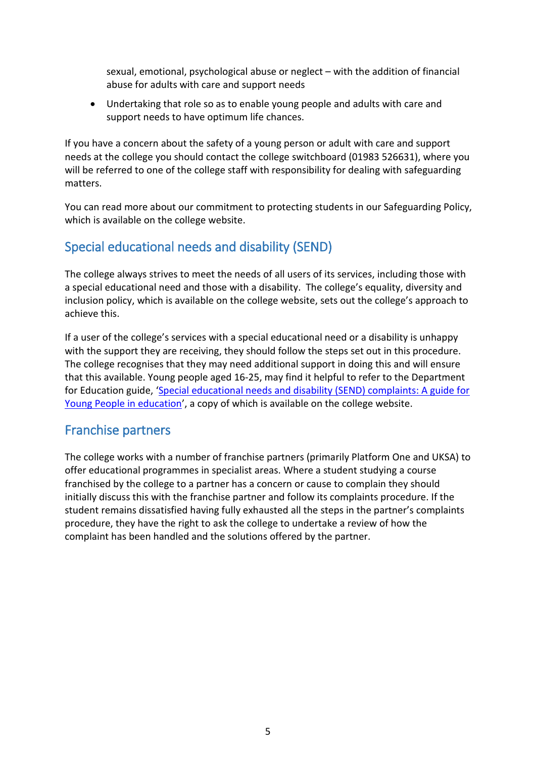sexual, emotional, psychological abuse or neglect – with the addition of financial abuse for adults with care and support needs

- Undertaking that role so as to enable young people and adults with care and support needs to have optimum life chances.

If you have a concern about the safety of a young person or adult with care and support needs at the college you should contact the college switchboard (01983 526631), where you will be referred to one of the college staff with responsibility for dealing with safeguarding matters.

You can read more about our commitment to protecting students in our Safeguarding Policy, which is available on the college website.

## Special educational needs and disability (SEND)

The college always strives to meet the needs of all users of its services, including those with a special educational need and those with a disability. The college's equality, diversity and inclusion policy, which is available on the college website, sets out the college's approach to achieve this.

If a user of the college's services with a special educational need or a disability is unhappy with the support they are receiving, they should follow the steps set out in this procedure. The college recognises that they may need additional support in doing this and will ensure that this available. Young people aged 16-25, may find it helpful to refer to the Department for Education guide, '[Special educational needs and disability (SEND) complaints: A guide for Young People in education]', a copy of which is available on the college website.

## Franchise partners

The college works with a number of franchise partners (primarily Platform One and UKSA) to offer educational programmes in specialist areas. Where a student studying a course franchised by the college to a partner has a concern or cause to complain they should initially discuss this with the franchise partner and follow its complaints procedure. If the student remains dissatisfied having fully exhausted all the steps in the partner's complaints procedure, they have the right to ask the college to undertake a review of how the complaint has been handled and the solutions offered by the partner.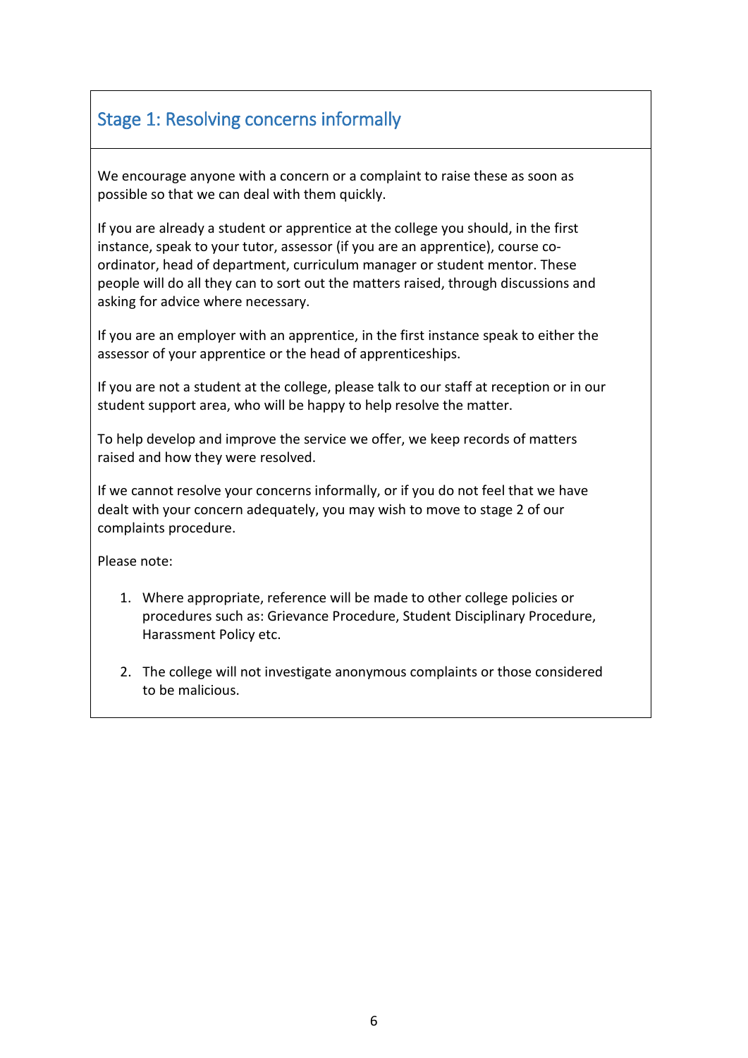## Stage 1: Resolving concerns informally

We encourage anyone with a concern or a complaint to raise these as soon as possible so that we can deal with them quickly.

If you are already a student or apprentice at the college you should, in the first instance, speak to your tutor, assessor (if you are an apprentice), course co-ordinator, head of department, curriculum manager or student mentor. These people will do all they can to sort out the matters raised, through discussions and asking for advice where necessary.

If you are an employer with an apprentice, in the first instance speak to either the assessor of your apprentice or the head of apprenticeships.

If you are not a student at the college, please talk to our staff at reception or in our student support area, who will be happy to help resolve the matter.

To help develop and improve the service we offer, we keep records of matters raised and how they were resolved.

If we cannot resolve your concerns informally, or if you do not feel that we have dealt with your concern adequately, you may wish to move to stage 2 of our complaints procedure.

Please note:

1. Where appropriate, reference will be made to other college policies or procedures such as: Grievance Procedure, Student Disciplinary Procedure, Harassment Policy etc.

2. The college will not investigate anonymous complaints or those considered to be malicious.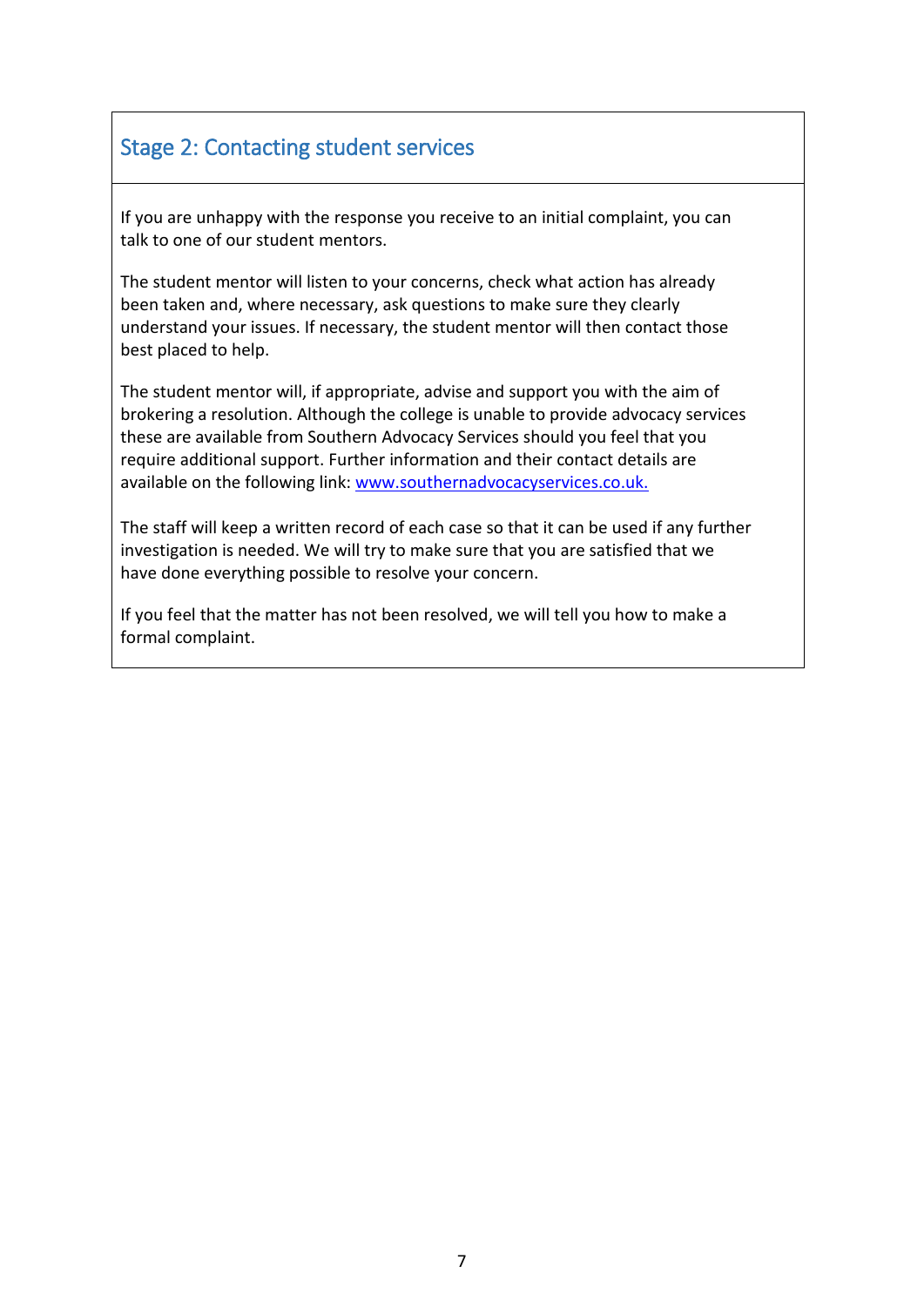## Stage 2: Contacting student services

If you are unhappy with the response you receive to an initial complaint, you can talk to one of our student mentors.

The student mentor will listen to your concerns, check what action has already been taken and, where necessary, ask questions to make sure they clearly understand your issues. If necessary, the student mentor will then contact those best placed to help.

The student mentor will, if appropriate, advise and support you with the aim of brokering a resolution. Although the college is unable to provide advocacy services these are available from Southern Advocacy Services should you feel that you require additional support. Further information and their contact details are available on the following link: [www.southernadvocacyservices.co.uk.](http://www.southernadvocacyservices.co.uk)

The staff will keep a written record of each case so that it can be used if any further investigation is needed. We will try to make sure that you are satisfied that we have done everything possible to resolve your concern.

If you feel that the matter has not been resolved, we will tell you how to make a formal complaint.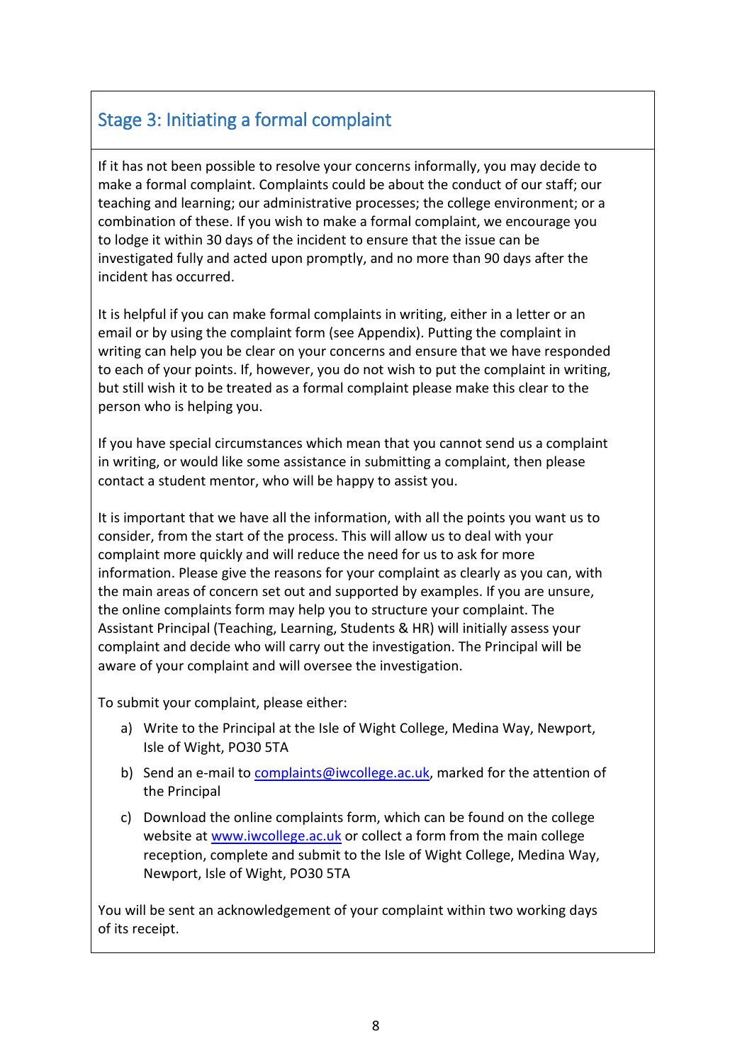## Stage 3: Initiating a formal complaint

If it has not been possible to resolve your concerns informally, you may decide to make a formal complaint. Complaints could be about the conduct of our staff; our teaching and learning; our administrative processes; the college environment; or a combination of these. If you wish to make a formal complaint, we encourage you to lodge it within 30 days of the incident to ensure that the issue can be investigated fully and acted upon promptly, and no more than 90 days after the incident has occurred.

It is helpful if you can make formal complaints in writing, either in a letter or an email or by using the complaint form (see Appendix). Putting the complaint in writing can help you be clear on your concerns and ensure that we have responded to each of your points. If, however, you do not wish to put the complaint in writing, but still wish it to be treated as a formal complaint please make this clear to the person who is helping you.

If you have special circumstances which mean that you cannot send us a complaint in writing, or would like some assistance in submitting a complaint, then please contact a student mentor, who will be happy to assist you.

It is important that we have all the information, with all the points you want us to consider, from the start of the process. This will allow us to deal with your complaint more quickly and will reduce the need for us to ask for more information. Please give the reasons for your complaint as clearly as you can, with the main areas of concern set out and supported by examples. If you are unsure, the online complaints form may help you to structure your complaint. The Assistant Principal (Teaching, Learning, Students & HR) will initially assess your complaint and decide who will carry out the investigation. The Principal will be aware of your complaint and will oversee the investigation.

To submit your complaint, please either:

a) Write to the Principal at the Isle of Wight College, Medina Way, Newport, Isle of Wight, PO30 5TA

b) Send an e-mail to [complaints@iwcollege.ac.uk](mailto:complaints@iwcollege.ac.uk), marked for the attention of the Principal

c) Download the online complaints form, which can be found on the college website at [www.iwcollege.ac.uk](http://www.iwcollege.ac.uk) or collect a form from the main college reception, complete and submit to the Isle of Wight College, Medina Way, Newport, Isle of Wight, PO30 5TA

You will be sent an acknowledgement of your complaint within two working days of its receipt.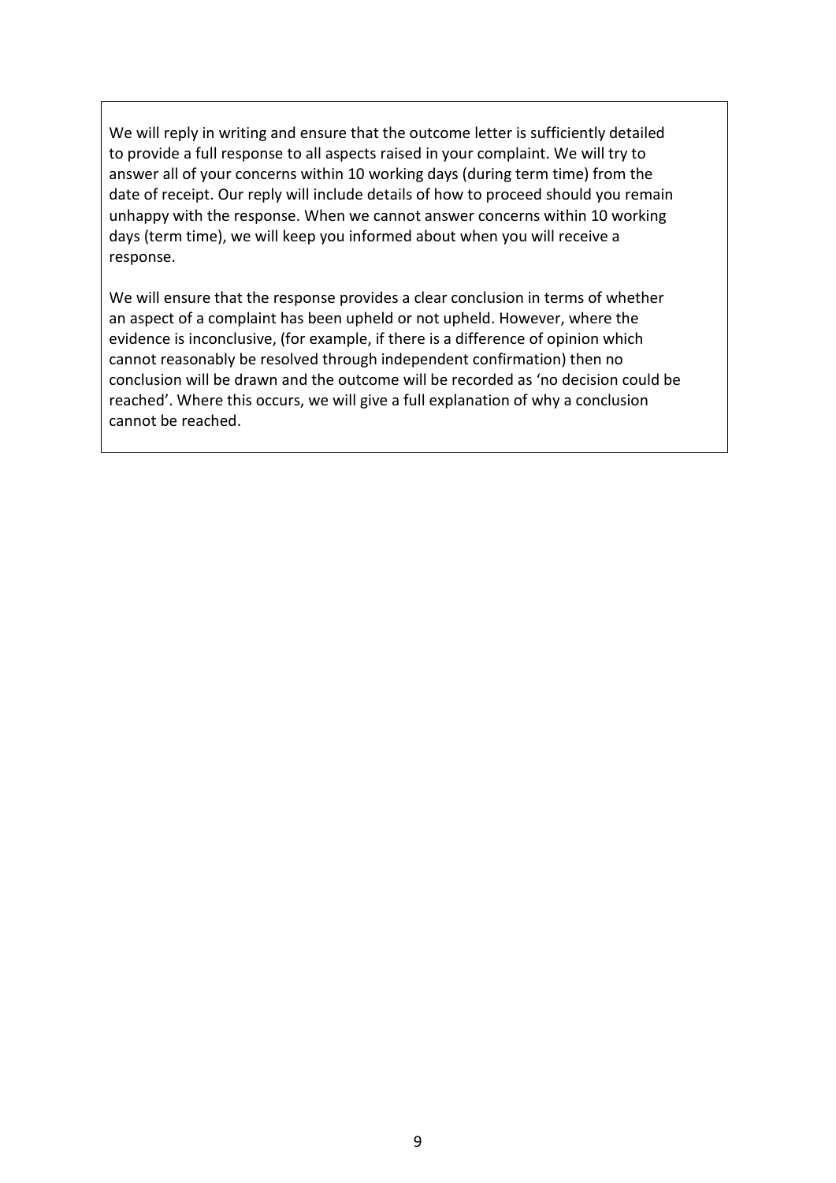We will reply in writing and ensure that the outcome letter is sufficiently detailed to provide a full response to all aspects raised in your complaint. We will try to answer all of your concerns within 10 working days (during term time) from the date of receipt. Our reply will include details of how to proceed should you remain unhappy with the response. When we cannot answer concerns within 10 working days (term time), we will keep you informed about when you will receive a response.

We will ensure that the response provides a clear conclusion in terms of whether an aspect of a complaint has been upheld or not upheld. However, where the evidence is inconclusive, (for example, if there is a difference of opinion which cannot reasonably be resolved through independent confirmation) then no conclusion will be drawn and the outcome will be recorded as 'no decision could be reached'. Where this occurs, we will give a full explanation of why a conclusion cannot be reached.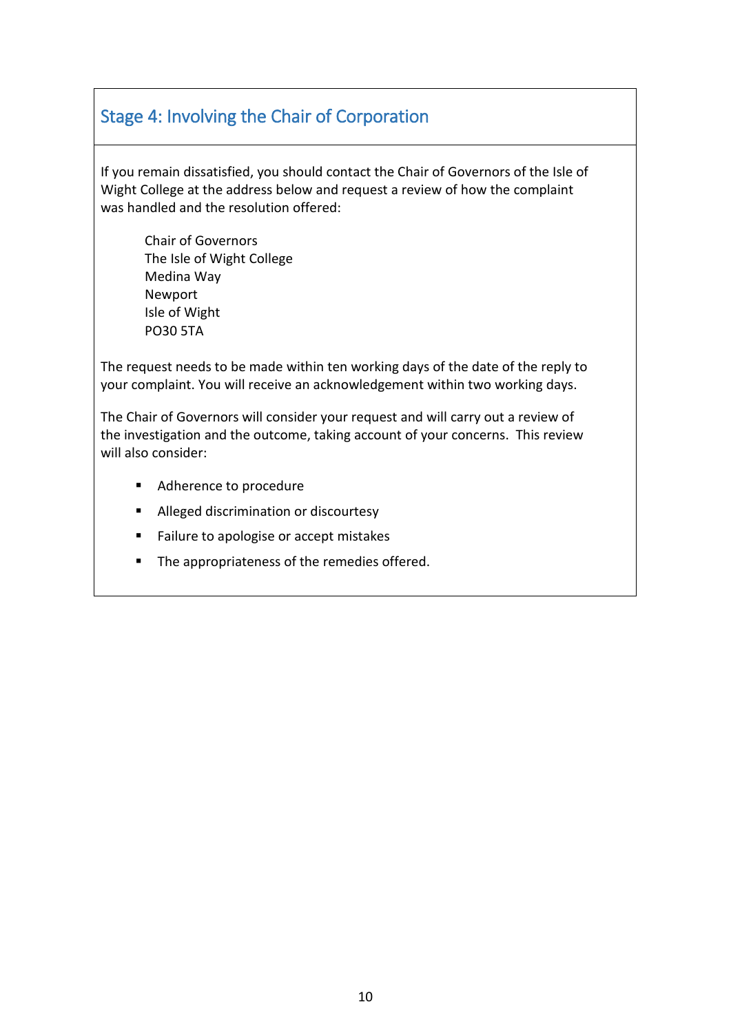## Stage 4: Involving the Chair of Corporation

If you remain dissatisfied, you should contact the Chair of Governors of the Isle of Wight College at the address below and request a review of how the complaint was handled and the resolution offered:

> Chair of Governors
> The Isle of Wight College
> Medina Way
> Newport
> Isle of Wight
> PO30 5TA

The request needs to be made within ten working days of the date of the reply to your complaint. You will receive an acknowledgement within two working days.

The Chair of Governors will consider your request and will carry out a review of the investigation and the outcome, taking account of your concerns. This review will also consider:

- Adherence to procedure
- Alleged discrimination or discourtesy
- Failure to apologise or accept mistakes
- The appropriateness of the remedies offered.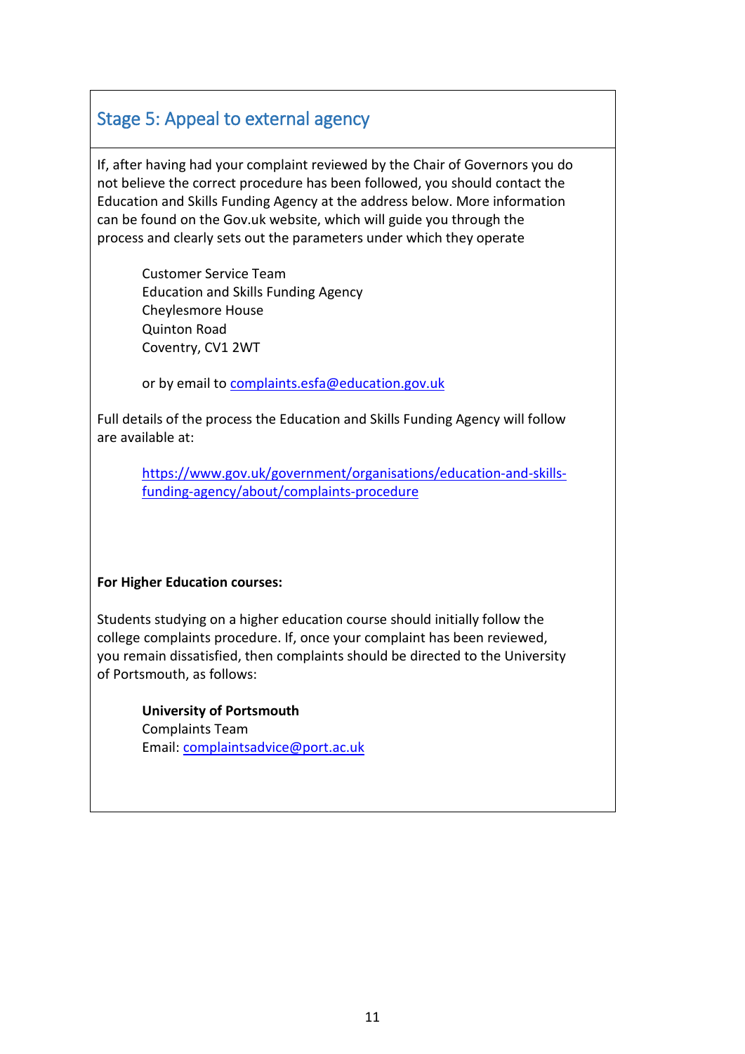## Stage 5: Appeal to external agency

If, after having had your complaint reviewed by the Chair of Governors you do not believe the correct procedure has been followed, you should contact the Education and Skills Funding Agency at the address below. More information can be found on the Gov.uk website, which will guide you through the process and clearly sets out the parameters under which they operate

Customer Service Team
Education and Skills Funding Agency
Cheylesmore House
Quinton Road
Coventry, CV1 2WT

or by email to complaints.esfa@education.gov.uk

Full details of the process the Education and Skills Funding Agency will follow are available at:

https://www.gov.uk/government/organisations/education-and-skills-funding-agency/about/complaints-procedure

**For Higher Education courses:**

Students studying on a higher education course should initially follow the college complaints procedure. If, once your complaint has been reviewed, you remain dissatisfied, then complaints should be directed to the University of Portsmouth, as follows:

**University of Portsmouth**
Complaints Team
Email: complaintsadvice@port.ac.uk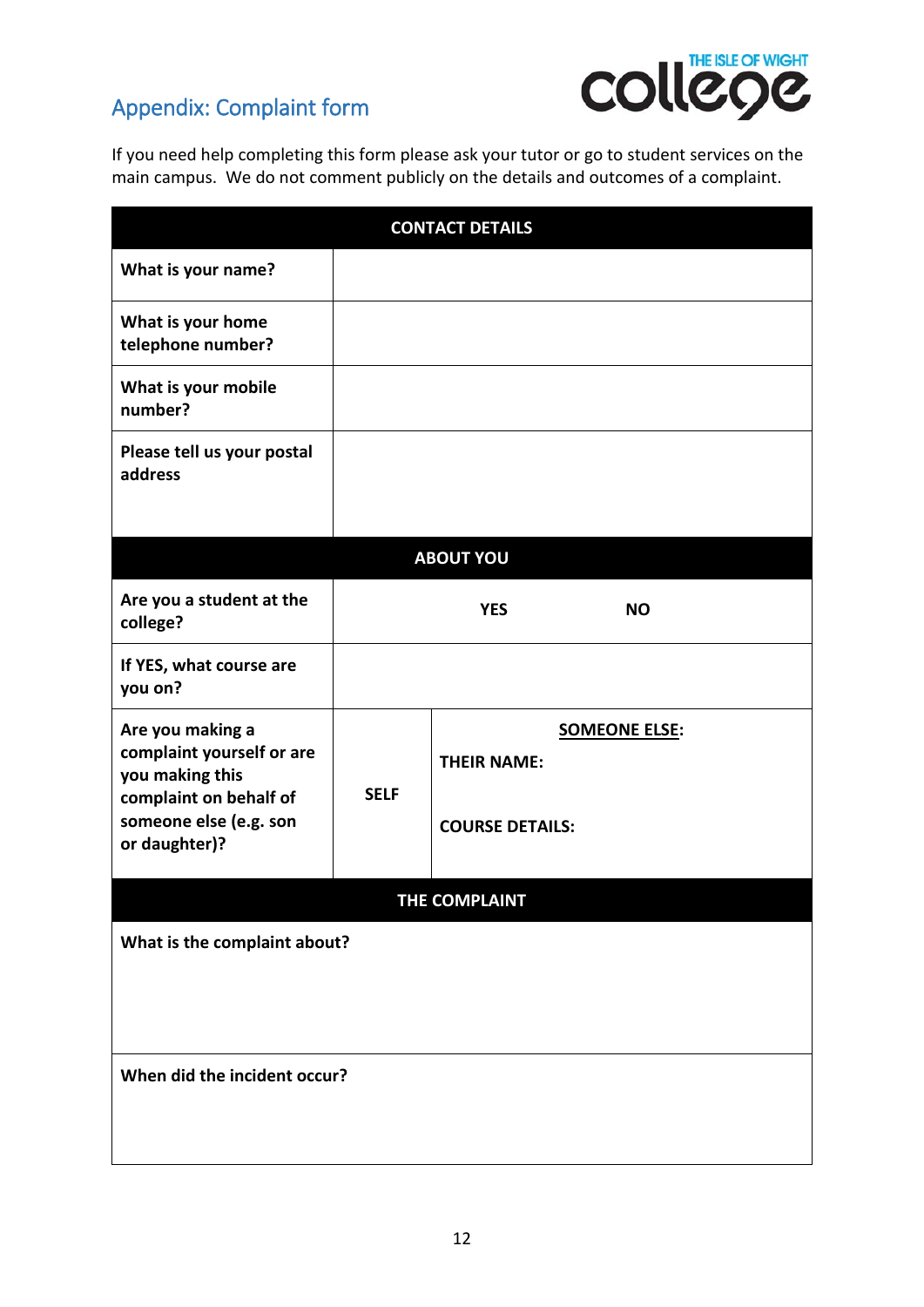## Appendix: Complaint form

If you need help completing this form please ask your tutor or go to student services on the main campus. We do not comment publicly on the details and outcomes of a complaint.

| CONTACT DETAILS | | |
|---|---|---|
| **What is your name?** | | |
| **What is your home telephone number?** | | |
| **What is your mobile number?** | | |
| **Please tell us your postal address** | | |
| **ABOUT YOU** | | |
| **Are you a student at the college?** | **YES** | **NO** |
| **If YES, what course are you on?** | | |
| **Are you making a complaint yourself or are you making this complaint on behalf of someone else (e.g. son or daughter)?** | **SELF** | **SOMEONE ELSE:** <br> **THEIR NAME:** <br> **COURSE DETAILS:** |
| **THE COMPLAINT** | | |
| **What is the complaint about?** | | |
| **When did the incident occur?** | | |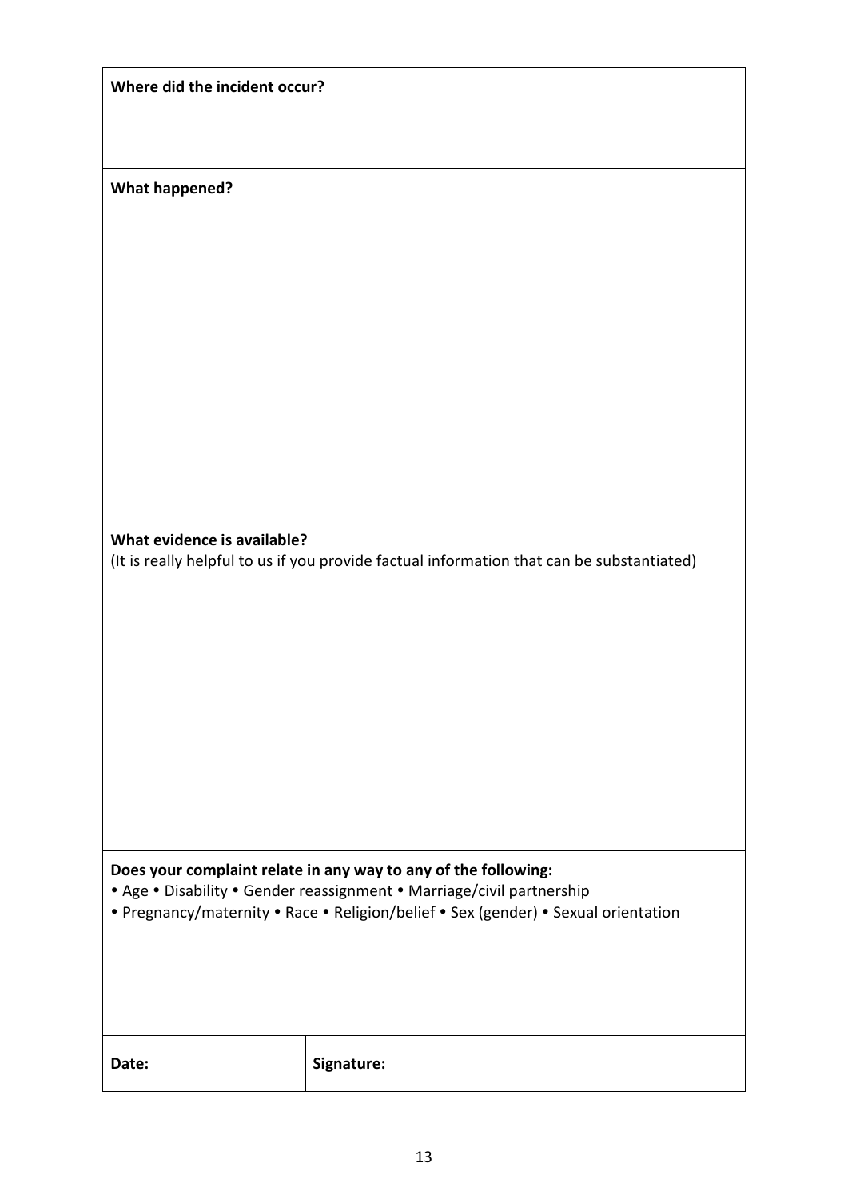**Where did the incident occur?**

**What happened?**

**What evidence is available?**

(It is really helpful to us if you provide factual information that can be substantiated)

**Does your complaint relate in any way to any of the following:**

• Age • Disability • Gender reassignment • Marriage/civil partnership
• Pregnancy/maternity • Race • Religion/belief • Sex (gender) • Sexual orientation

| | |
|---|---|
| **Date:** | **Signature:** |